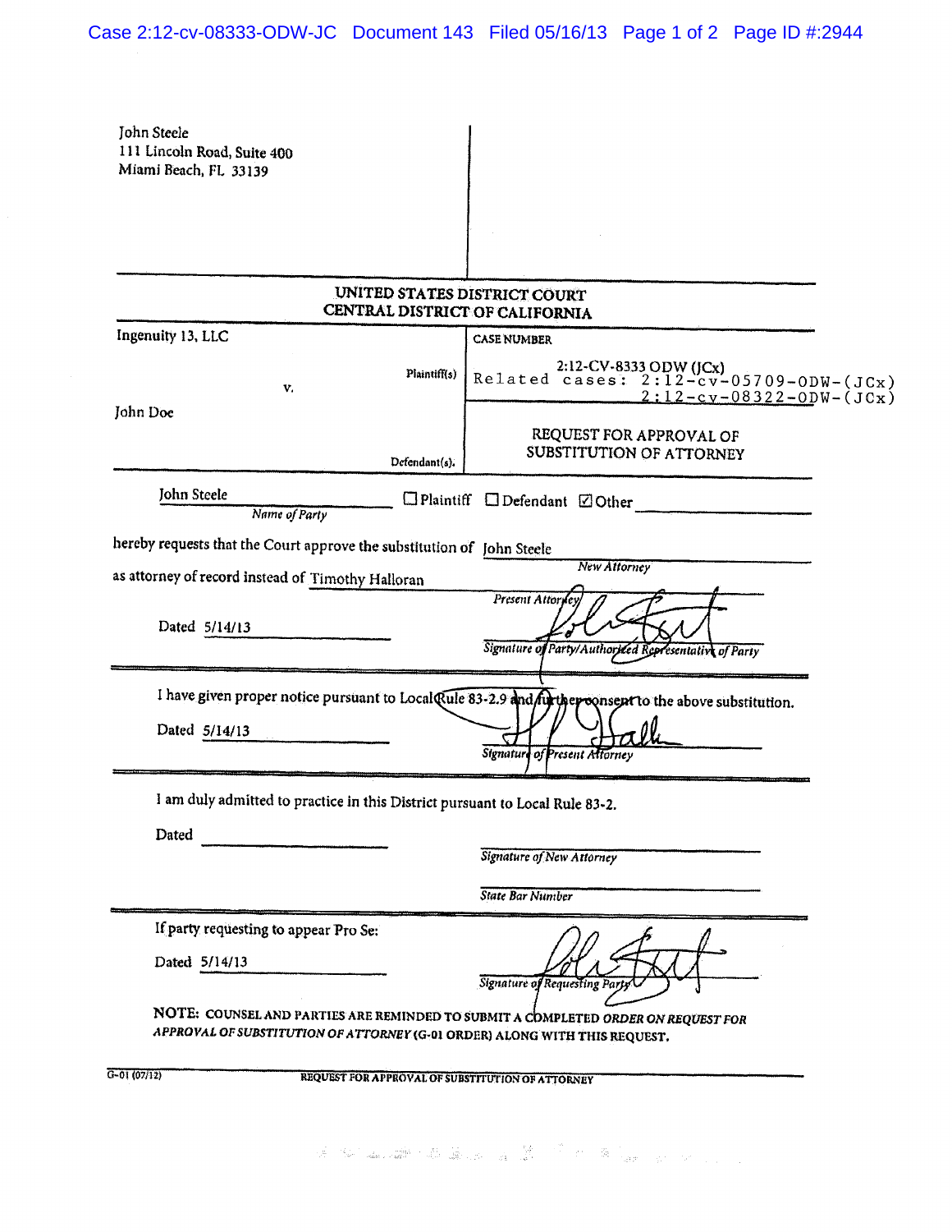John Steele
111 Lincoln Road, Suite 400
Miami Beach, FL 33139

**UNITED STATES DISTRICT COURT**
**CENTRAL DISTRICT OF CALIFORNIA**

| | |
|---|---|
| Ingenuity 13, LLC<br><br>Plaintiff(s)<br><br>v.<br><br>John Doe<br><br>Defendant(s). | CASE NUMBER<br><br>2:12-CV-8333 ODW (JCx)<br>Related cases: 2:12-cv-05709-ODW-(JCx)<br>2:12-cv-08322-ODW-(JCx) |
| | REQUEST FOR APPROVAL OF SUBSTITUTION OF ATTORNEY |

John Steele ☐ Plaintiff ☐ Defendant ☑ Other ______________
*Name of Party*

hereby requests that the Court approve the substitution of John Steele
*New Attorney*

as attorney of record instead of Timothy Halloran
*Present Attorney*

Dated 5/14/13

*Signature of Party/Authorized Representative of Party*

---

I have given proper notice pursuant to Local Rule 83-2.9 and further consent to the above substitution.

Dated 5/14/13

*Signature of Present Attorney*

---

I am duly admitted to practice in this District pursuant to Local Rule 83-2.

Dated ______________

*Signature of New Attorney*

*State Bar Number*

---

If party requesting to appear Pro Se:

Dated 5/14/13

*Signature of Requesting Party*

NOTE: COUNSEL AND PARTIES ARE REMINDED TO SUBMIT A COMPLETED *ORDER ON REQUEST FOR APPROVAL OF SUBSTITUTION OF ATTORNEY* (G-01 ORDER) ALONG WITH THIS REQUEST.

G-01 (07/12) REQUEST FOR APPROVAL OF SUBSTITUTION OF ATTORNEY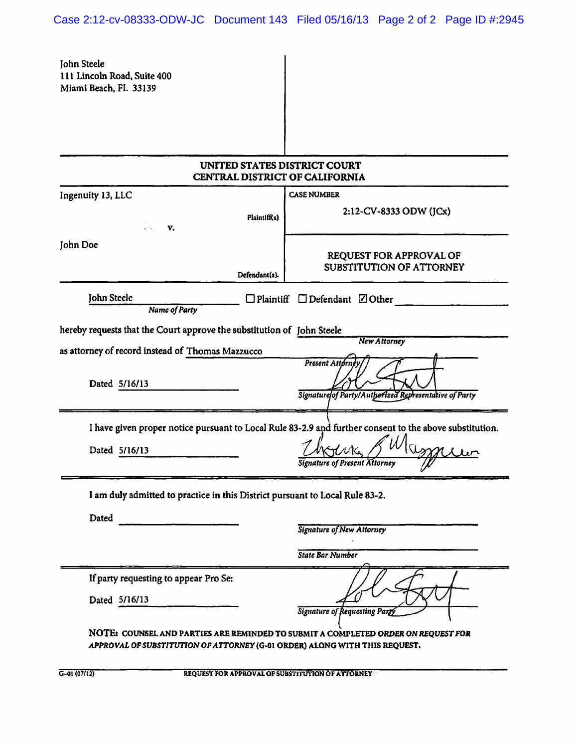John Steele
111 Lincoln Road, Suite 400
Miami Beach, FL 33139

**UNITED STATES DISTRICT COURT**
**CENTRAL DISTRICT OF CALIFORNIA**

| | |
|---|---|
| Ingenuity 13, LLC<br><br>Plaintiff(s)<br><br>v.<br><br>John Doe<br><br>Defendant(s). | CASE NUMBER<br><br>2:12-CV-8333 ODW (JCx)<br><br>REQUEST FOR APPROVAL OF SUBSTITUTION OF ATTORNEY |

John Steele ☐ Plaintiff ☐ Defendant ☑ Other ____________
*Name of Party*

hereby requests that the Court approve the substitution of John Steele
*New Attorney*

as attorney of record instead of Thomas Mazzucco
*Present Attorney*

Dated 5/16/13 ____________
*Signature of Party/Authorized Representative of Party*

---

I have given proper notice pursuant to Local Rule 83-2.9 and further consent to the above substitution.

Dated 5/16/13 ____________
*Signature of Present Attorney*

---

I am duly admitted to practice in this District pursuant to Local Rule 83-2.

Dated ____________ ____________
*Signature of New Attorney*

____________
*State Bar Number*

---

If party requesting to appear Pro Se:

Dated 5/16/13 ____________
*Signature of Requesting Party*

**NOTE: COUNSEL AND PARTIES ARE REMINDED TO SUBMIT A COMPLETED *ORDER ON REQUEST FOR APPROVAL OF SUBSTITUTION OF ATTORNEY* (G-01 ORDER) ALONG WITH THIS REQUEST.**

G-01 (07/12) REQUEST FOR APPROVAL OF SUBSTITUTION OF ATTORNEY